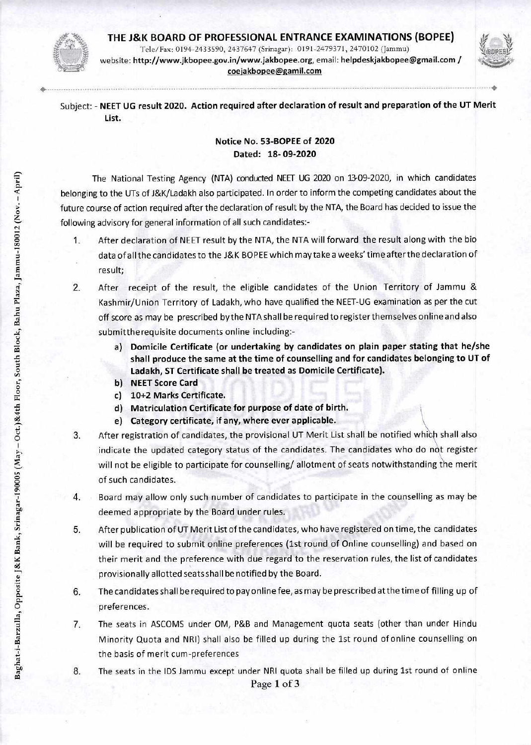# THE J&K BOARD OF PROFESSIONAL ENTRANCE EXAMINATIONS (BOPEE)

Tele/Fax: 0194-2433590, 2437647 (Srinagar): 0191-2479371, 2470102 (Jammu)
website: **http://www.jkbopee.gov.in/www.jakbopee.org**, email: **helpdeskjakbopee@gmail.com / coejakbopee@gamil.com**

Baghat-i-Barzulla, Opposite J&K Bank, Srinagar-190005 (May – Oct.)&4th Floor, South Block, Bahu Plaza, Jammu-180012 (Nov. – April)

Subject: - **NEET UG result 2020. Action required after declaration of result and preparation of the UT Merit List.**

**Notice No. 53-BOPEE of 2020**
**Dated: 18- 09-2020**

The National Testing Agency (NTA) conducted NEET UG 2020 on 13-09-2020, in which candidates belonging to the UTs of J&K/Ladakh also participated. In order to inform the competing candidates about the future course of action required after the declaration of result by the NTA, the Board has decided to issue the following advisory for general information of all such candidates:-

1. After declaration of NEET result by the NTA, the NTA will forward the result along with the bio data of all the candidates to the J&K BOPEE which may take a weeks' time after the declaration of result;

2. After receipt of the result, the eligible candidates of the Union Territory of Jammu & Kashmir/Union Territory of Ladakh, who have qualified the NEET-UG examination as per the cut off score as may be prescribed by the NTA shall be required to register themselves online and also submit the requisite documents online including:-
   a) **Domicile Certificate (or undertaking by candidates on plain paper stating that he/she shall produce the same at the time of counselling and for candidates belonging to UT of Ladakh, ST Certificate shall be treated as Domicile Certificate).**
   b) **NEET Score Card**
   c) **10+2 Marks Certificate.**
   d) **Matriculation Certificate for purpose of date of birth.**
   e) **Category certificate, if any, where ever applicable.**

3. After registration of candidates, the provisional UT Merit List shall be notified which shall also indicate the updated category status of the candidates. The candidates who do not register will not be eligible to participate for counselling/ allotment of seats notwithstanding the merit of such candidates.

4. Board may allow only such number of candidates to participate in the counselling as may be deemed appropriate by the Board under rules.

5. After publication of UT Merit List of the candidates, who have registered on time, the candidates will be required to submit online preferences (1st round of Online counselling) and based on their merit and the preference with due regard to the reservation rules, the list of candidates provisionally allotted seats shall be notified by the Board.

6. The candidates shall be required to pay online fee, as may be prescribed at the time of filling up of preferences.

7. The seats in ASCOMS under OM, P&B and Management quota seats (other than under Hindu Minority Quota and NRI) shall also be filled up during the 1st round of online counselling on the basis of merit cum-preferences

8. The seats in the IDS Jammu except under NRI quota shall be filled up during 1st round of online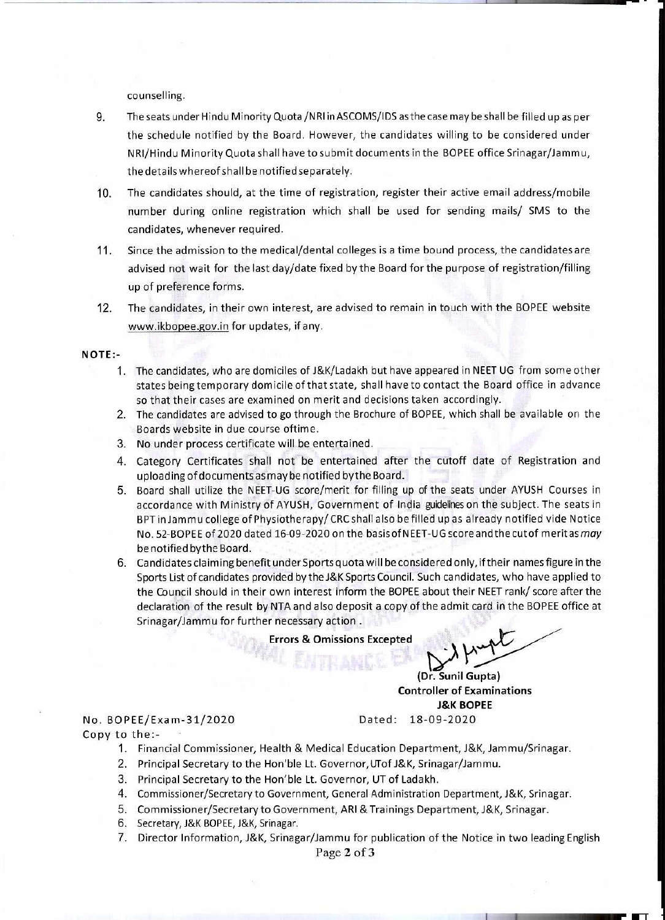counselling.

9. The seats under Hindu Minority Quota /NRI in ASCOMS/IDS as the case may be shall be filled up as per the schedule notified by the Board. However, the candidates willing to be considered under NRI/Hindu Minority Quota shall have to submit documents in the BOPEE office Srinagar/Jammu, the details whereof shall be notified separately.

10. The candidates should, at the time of registration, register their active email address/mobile number during online registration which shall be used for sending mails/ SMS to the candidates, whenever required.

11. Since the admission to the medical/dental colleges is a time bound process, the candidates are advised not wait for the last day/date fixed by the Board for the purpose of registration/filling up of preference forms.

12. The candidates, in their own interest, are advised to remain in touch with the BOPEE website www.jkbopee.gov.in for updates, if any.

**NOTE:-**

1. The candidates, who are domiciles of J&K/Ladakh but have appeared in NEET UG from some other states being temporary domicile of that state, shall have to contact the Board office in advance so that their cases are examined on merit and decisions taken accordingly.
2. The candidates are advised to go through the Brochure of BOPEE, which shall be available on the Boards website in due course of time.
3. No under process certificate will be entertained.
4. Category Certificates shall not be entertained after the cutoff date of Registration and uploading of documents as may be notified by the Board.
5. Board shall utilize the NEET-UG score/merit for filling up of the seats under AYUSH Courses in accordance with Ministry of AYUSH, Government of India guidelines on the subject. The seats in BPT in Jammu college of Physiotherapy/ CRC shall also be filled up as already notified vide Notice No. 52-BOPEE of 2020 dated 16-09-2020 on the basis of NEET-UG score and the cut of merit as *may* be notified by the Board.
6. Candidates claiming benefit under Sports quota will be considered only, if their names figure in the Sports List of candidates provided by the J&K Sports Council. Such candidates, who have applied to the Council should in their own interest inform the BOPEE about their NEET rank/ score after the declaration of the result by NTA and also deposit a copy of the admit card in the BOPEE office at Srinagar/Jammu for further necessary action .

**Errors & Omissions Excepted**

**(Dr. Sunil Gupta)**
**Controller of Examinations**
**J&K BOPEE**

No. BOPEE/Exam-31/2020 Dated: 18-09-2020

Copy to the:-

1. Financial Commissioner, Health & Medical Education Department, J&K, Jammu/Srinagar.
2. Principal Secretary to the Hon'ble Lt. Governor, UT of J&K, Srinagar/Jammu.
3. Principal Secretary to the Hon'ble Lt. Governor, UT of Ladakh.
4. Commissioner/Secretary to Government, General Administration Department, J&K, Srinagar.
5. Commissioner/Secretary to Government, ARI & Trainings Department, J&K, Srinagar.
6. Secretary, J&K BOPEE, J&K, Srinagar.
7. Director Information, J&K, Srinagar/Jammu for publication of the Notice in two leading English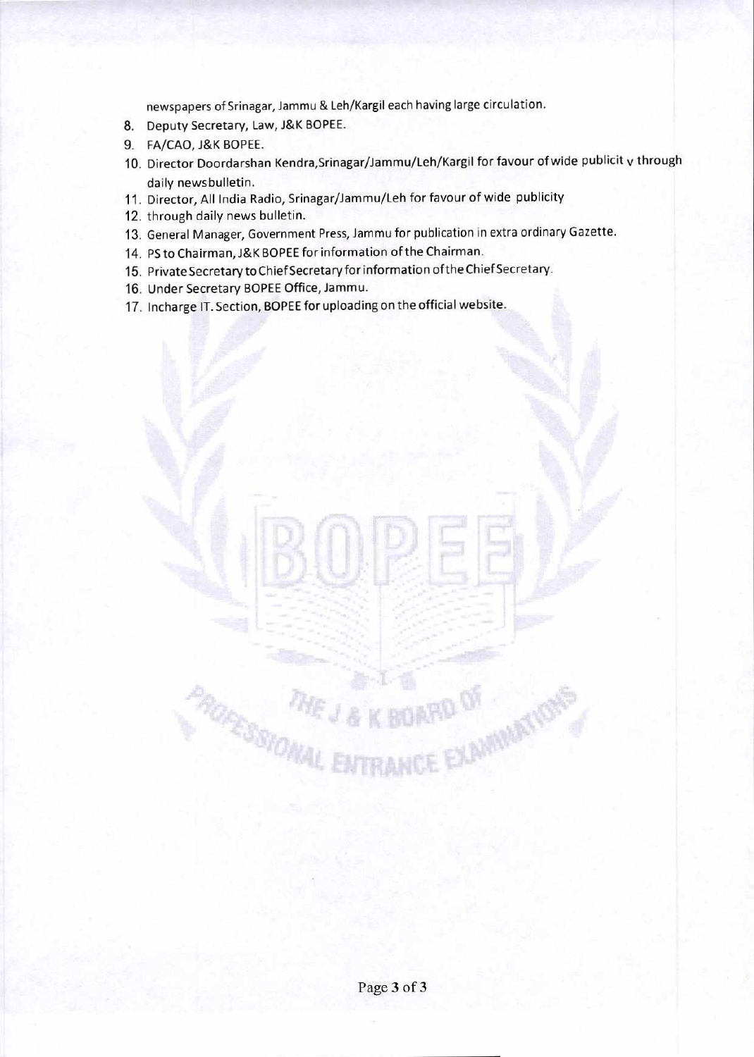newspapers of Srinagar, Jammu & Leh/Kargil each having large circulation.

8. Deputy Secretary, Law, J&K BOPEE.
9. FA/CAO, J&K BOPEE.
10. Director Doordarshan Kendra,Srinagar/Jammu/Leh/Kargil for favour of wide publicit v through daily newsbulletin.
11. Director, All India Radio, Srinagar/Jammu/Leh for favour of wide publicity
12. through daily news bulletin.
13. General Manager, Government Press, Jammu for publication in extra ordinary Gazette.
14. PS to Chairman, J&K BOPEE for information of the Chairman.
15. Private Secretary to Chief Secretary for information of the Chief Secretary.
16. Under Secretary BOPEE Office, Jammu.
17. Incharge IT. Section, BOPEE for uploading on the official website.